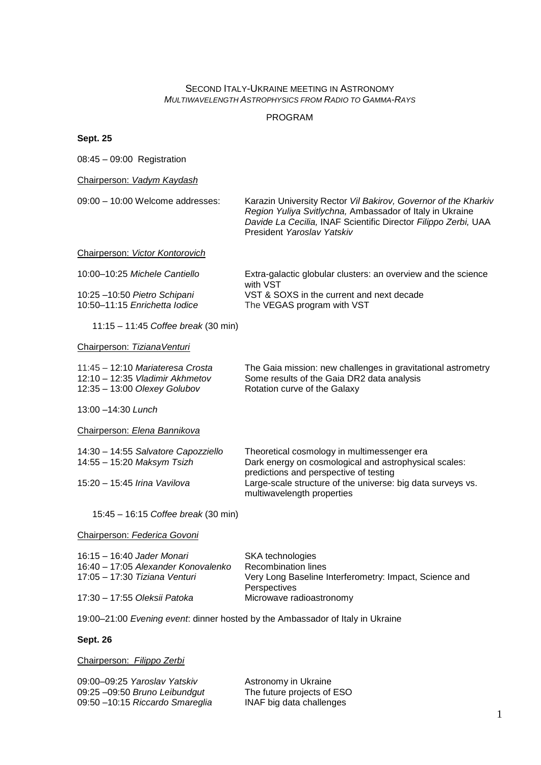# SECOND ITALY-UKRAINE MEETING IN ASTRONOMY

*MULTIWAVELENGTH ASTROPHYSICS FROM RADIO TO GAMMA-RAYS*

PROGRAM

**Sept. 25**

08:45 – 09:00 Registration

Chairperson: *Vadym Kaydash*

09:00 – 10:00 Welcome addresses: Karazin University Rector *Vil Bakirov, Governor of the Kharkiv Region Yuliya Svitlychna,* Ambassador of Italy in Ukraine *Davide La Cecilia,* INAF Scientific Director *Filippo Zerbi,* UAA President *Yaroslav Yatskiv*

Chairperson: *Victor Kontorovich*

| | |
|---|---|
| 10:00–10:25 *Michele Cantiello* | Extra-galactic globular clusters: an overview and the science with VST |
| 10:25 –10:50 *Pietro Schipani* | VST & SOXS in the current and next decade |
| 10:50–11:15 *Enrichetta Iodice* | The VEGAS program with VST |

11:15 – 11:45 *Coffee break* (30 min)

Chairperson: *TizianaVenturi*

| | |
|---|---|
| 11:45 – 12:10 *Mariateresa Crosta* | The Gaia mission: new challenges in gravitational astrometry |
| 12:10 – 12:35 *Vladimir Akhmetov* | Some results of the Gaia DR2 data analysis |
| 12:35 – 13:00 *Olexey Golubov* | Rotation curve of the Galaxy |

13:00 –14:30 *Lunch*

Chairperson: *Elena Bannikova*

| | |
|---|---|
| 14:30 – 14:55 *Salvatore Capozziello* | Theoretical cosmology in multimessenger era |
| 14:55 – 15:20 *Maksym Tsizh* | Dark energy on cosmological and astrophysical scales: predictions and perspective of testing |
| 15:20 – 15:45 *Irina Vavilova* | Large-scale structure of the universe: big data surveys vs. multiwavelength properties |

15:45 – 16:15 *Coffee break* (30 min)

Chairperson: *Federica Govoni*

| | |
|---|---|
| 16:15 – 16:40 *Jader Monari* | SKA technologies |
| 16:40 – 17:05 *Alexander Konovalenko* | Recombination lines |
| 17:05 – 17:30 *Tiziana Venturi* | Very Long Baseline Interferometry: Impact, Science and Perspectives |
| 17:30 – 17:55 *Oleksii Patoka* | Microwave radioastronomy |

19:00–21:00 *Evening event*: dinner hosted by the Ambassador of Italy in Ukraine

**Sept. 26**

Chairperson: *Filippo Zerbi*

| | |
|---|---|
| 09:00–09:25 *Yaroslav Yatskiv* | Astronomy in Ukraine |
| 09:25 –09:50 *Bruno Leibundgut* | The future projects of ESO |
| 09:50 –10:15 *Riccardo Smareglia* | INAF big data challenges |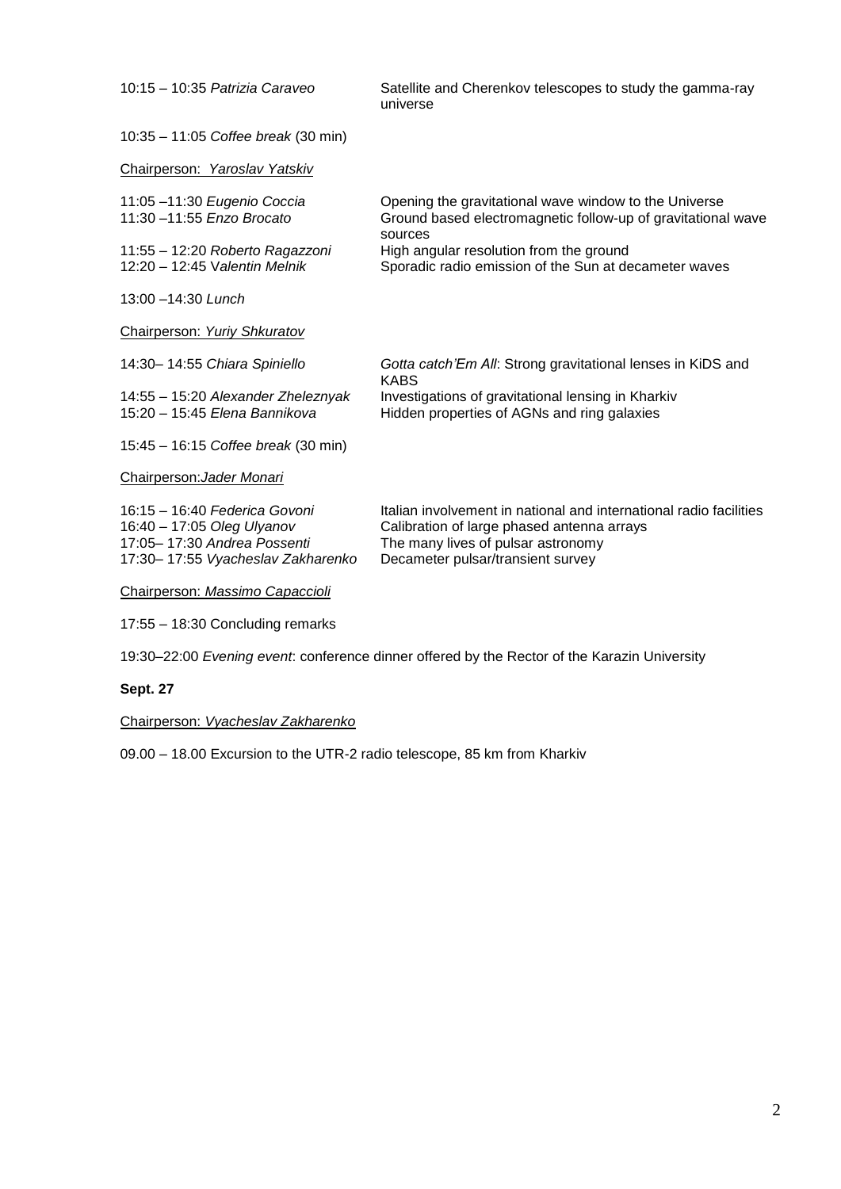10:15 – 10:35 *Patrizia Caraveo* Satellite and Cherenkov telescopes to study the gamma-ray universe

10:35 – 11:05 *Coffee break* (30 min)

Chairperson: *Yaroslav Yatskiv*

11:05 –11:30 *Eugenio Coccia* Opening the gravitational wave window to the Universe
11:30 –11:55 *Enzo Brocato* Ground based electromagnetic follow-up of gravitational wave sources
11:55 – 12:20 *Roberto Ragazzoni* High angular resolution from the ground
12:20 – 12:45 V*alentin Melnik* Sporadic radio emission of the Sun at decameter waves

13:00 –14:30 *Lunch*

Chairperson: *Yuriy Shkuratov*

14:30– 14:55 *Chiara Spiniello* *Gotta catch'Em All*: Strong gravitational lenses in KiDS and KABS
14:55 – 15:20 *Alexander Zheleznyak* Investigations of gravitational lensing in Kharkiv
15:20 – 15:45 *Elena Bannikova* Hidden properties of AGNs and ring galaxies

15:45 – 16:15 *Coffee break* (30 min)

Chairperson:*Jader Monari*

16:15 – 16:40 *Federica Govoni* Italian involvement in national and international radio facilities
16:40 – 17:05 *Oleg Ulyanov* Calibration of large phased antenna arrays
17:05– 17:30 *Andrea Possenti* The many lives of pulsar astronomy
17:30– 17:55 *Vyacheslav Zakharenko* Decameter pulsar/transient survey

Chairperson: *Massimo Capaccioli*

17:55 – 18:30 Concluding remarks

19:30–22:00 *Evening event*: conference dinner offered by the Rector of the Karazin University

**Sept. 27**

Chairperson: *Vyacheslav Zakharenko*

09.00 – 18.00 Excursion to the UTR-2 radio telescope, 85 km from Kharkiv